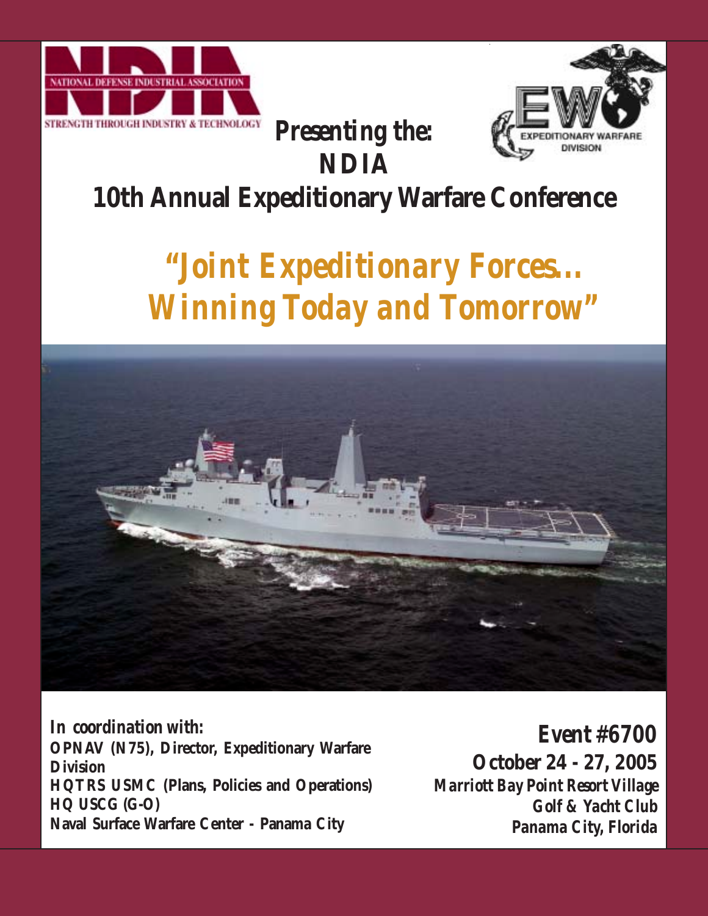NATIONAL DEFENSE INDUSTRIAL ASSOCIATION

STRENGTH THROUGH INDUSTRY & TECHNOLOGY

EXPEDITIONARY WARFARE DIVISION

# Presenting the: NDIA 10th Annual Expeditionary Warfare Conference

## *"Joint Expeditionary Forces… Winning Today and Tomorrow"*

**In coordination with:**

**OPNAV (N75), Director, Expeditionary Warfare Division**
**HQTRS USMC (Plans, Policies and Operations)**
**HQ USCG (G-O)**
**Naval Surface Warfare Center - Panama City**

**Event #6700**

**October 24 - 27, 2005**

**Marriott Bay Point Resort Village Golf & Yacht Club**
**Panama City, Florida**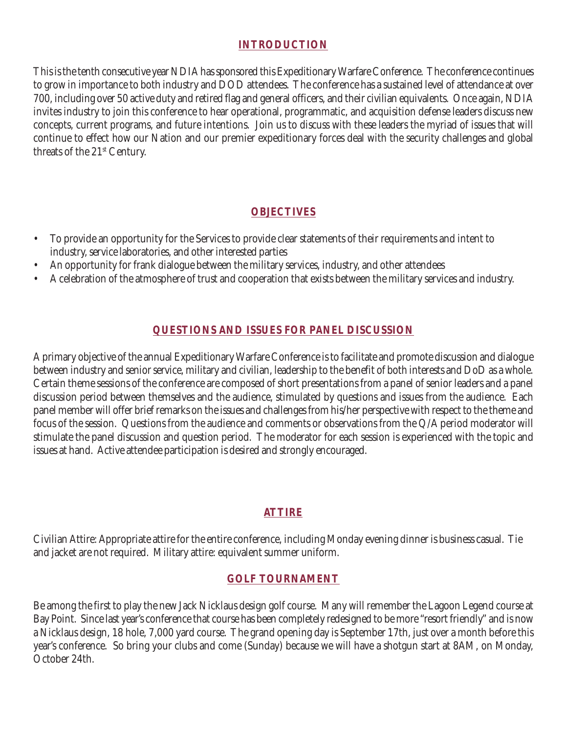## INTRODUCTION

This is the tenth consecutive year NDIA has sponsored this Expeditionary Warfare Conference. The conference continues to grow in importance to both industry and DOD attendees. The conference has a sustained level of attendance at over 700, including over 50 active duty and retired flag and general officers, and their civilian equivalents. Once again, NDIA invites industry to join this conference to hear operational, programmatic, and acquisition defense leaders discuss new concepts, current programs, and future intentions. Join us to discuss with these leaders the myriad of issues that will continue to effect how our Nation and our premier expeditionary forces deal with the security challenges and global threats of the 21st Century.

## OBJECTIVES

- To provide an opportunity for the Services to provide clear statements of their requirements and intent to industry, service laboratories, and other interested parties
- An opportunity for frank dialogue between the military services, industry, and other attendees
- A celebration of the atmosphere of trust and cooperation that exists between the military services and industry.

## QUESTIONS AND ISSUES FOR PANEL DISCUSSION

A primary objective of the annual Expeditionary Warfare Conference is to facilitate and promote discussion and dialogue between industry and senior service, military and civilian, leadership to the benefit of both interests and DoD as a whole. Certain theme sessions of the conference are composed of short presentations from a panel of senior leaders and a panel discussion period between themselves and the audience, stimulated by questions and issues from the audience. Each panel member will offer brief remarks on the issues and challenges from his/her perspective with respect to the theme and focus of the session. Questions from the audience and comments or observations from the Q/A period moderator will stimulate the panel discussion and question period. The moderator for each session is experienced with the topic and issues at hand. Active attendee participation is desired and strongly encouraged.

## ATTIRE

Civilian Attire: Appropriate attire for the entire conference, including Monday evening dinner is business casual. Tie and jacket are not required. Military attire: equivalent summer uniform.

## GOLF TOURNAMENT

Be among the first to play the new Jack Nicklaus design golf course. Many will remember the Lagoon Legend course at Bay Point. Since last year's conference that course has been completely redesigned to be more "resort friendly" and is now a Nicklaus design, 18 hole, 7,000 yard course. The grand opening day is September 17th, just over a month before this year's conference. So bring your clubs and come (Sunday) because we will have a shotgun start at 8AM, on Monday, October 24th.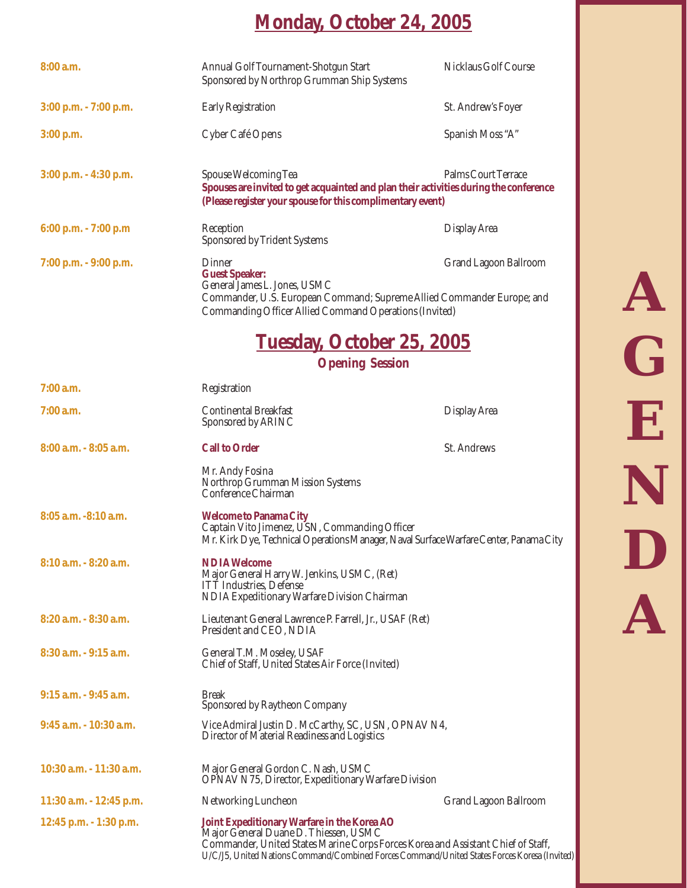# Monday, October 24, 2005

| | | |
|---|---|---|
| **8:00 a.m.** | Annual Golf Tournament-Shotgun Start<br>Sponsored by Northrop Grumman Ship Systems | Nicklaus Golf Course |
| **3:00 p.m. - 7:00 p.m.** | Early Registration | St. Andrew's Foyer |
| **3:00 p.m.** | Cyber Café Opens | Spanish Moss "A" |
| **3:00 p.m. - 4:30 p.m.** | Spouse Welcoming Tea<br>**Spouses are invited to get acquainted and plan their activities during the conference (Please register your spouse for this complimentary event)** | Palms Court Terrace |
| **6:00 p.m. - 7:00 p.m** | Reception<br>Sponsored by Trident Systems | Display Area |
| **7:00 p.m. - 9:00 p.m.** | Dinner<br>**Guest Speaker:**<br>General James L. Jones, USMC<br>Commander, U.S. European Command; Supreme Allied Commander Europe; and Commanding Officer Allied Command Operations (Invited) | Grand Lagoon Ballroom |

# Tuesday, October 25, 2005

## Opening Session

| | | |
|---|---|---|
| **7:00 a.m.** | Registration | |
| **7:00 a.m.** | Continental Breakfast<br>Sponsored by ARINC | Display Area |
| **8:00 a.m. - 8:05 a.m.** | **Call to Order**<br>Mr. Andy Fosina<br>Northrop Grumman Mission Systems<br>Conference Chairman | St. Andrews |
| **8:05 a.m. -8:10 a.m.** | **Welcome to Panama City**<br>Captain Vito Jimenez, USN, Commanding Officer<br>Mr. Kirk Dye, Technical Operations Manager, Naval Surface Warfare Center, Panama City | |
| **8:10 a.m. - 8:20 a.m.** | **NDIA Welcome**<br>Major General Harry W. Jenkins, USMC, (Ret)<br>ITT Industries, Defense<br>NDIA Expeditionary Warfare Division Chairman | |
| **8:20 a.m. - 8:30 a.m.** | Lieutenant General Lawrence P. Farrell, Jr., USAF (Ret)<br>President and CEO, NDIA | |
| **8:30 a.m. - 9:15 a.m.** | General T.M. Moseley, USAF<br>Chief of Staff, United States Air Force (Invited) | |
| **9:15 a.m. - 9:45 a.m.** | Break<br>Sponsored by Raytheon Company | |
| **9:45 a.m. - 10:30 a.m.** | Vice Admiral Justin D. McCarthy, SC, USN, OPNAV N4,<br>Director of Material Readiness and Logistics | |
| **10:30 a.m. - 11:30 a.m.** | Major General Gordon C. Nash, USMC<br>OPNAV N75, Director, Expeditionary Warfare Division | |
| **11:30 a.m. - 12:45 p.m.** | Networking Luncheon | Grand Lagoon Ballroom |
| **12:45 p.m. - 1:30 p.m.** | **Joint Expeditionary Warfare in the Korea AO**<br>Major General Duane D. Thiessen, USMC<br>Commander, United States Marine Corps Forces Korea and Assistant Chief of Staff, U/C/J5, United Nations Command/Combined Forces Command/United States Forces Koresa (Invited) | |

AGENDA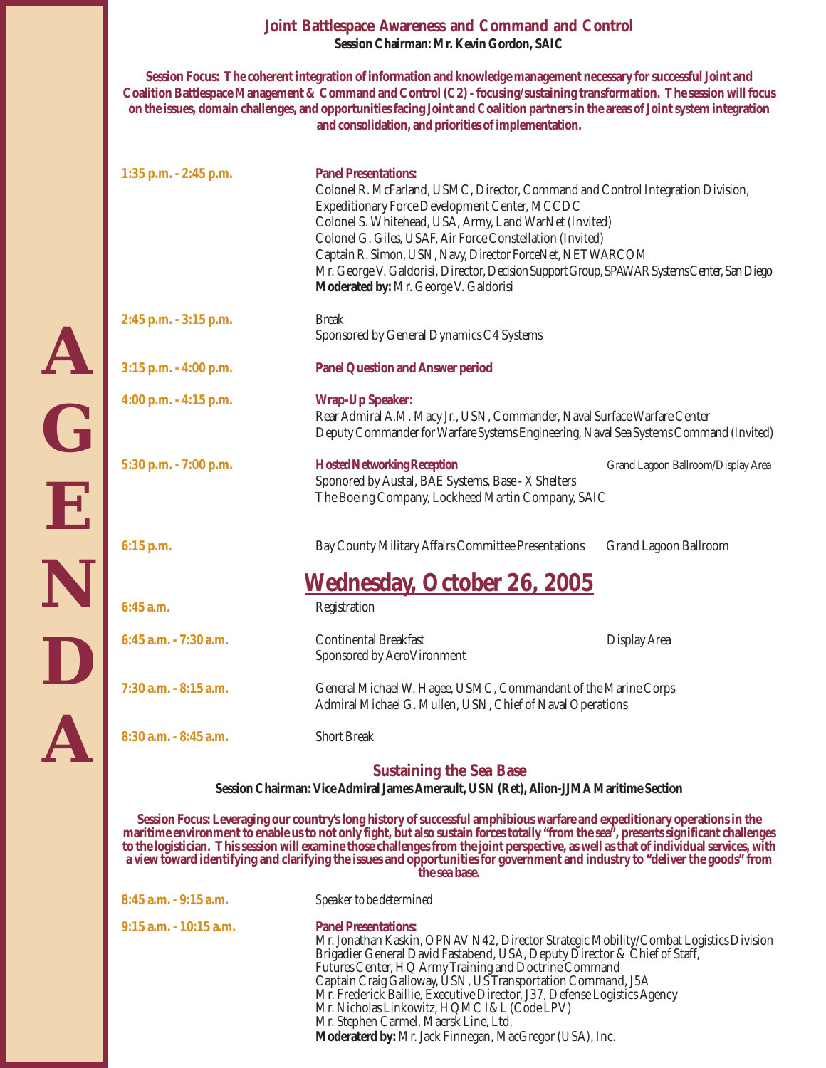## Joint Battlespace Awareness and Command and Control

**Session Chairman: Mr. Kevin Gordon, SAIC**

**Session Focus: The coherent integration of information and knowledge management necessary for successful Joint and Coalition Battlespace Management & Command and Control (C2) - focusing/sustaining transformation. The session will focus on the issues, domain challenges, and opportunities facing Joint and Coalition partners in the areas of Joint system integration and consolidation, and priorities of implementation.**

**1:35 p.m. - 2:45 p.m.** — **Panel Presentations:**
Colonel R. McFarland, USMC, Director, Command and Control Integration Division, Expeditionary Force Development Center, MCCDC
Colonel S. Whitehead, USA, Army, Land WarNet (Invited)
Colonel G. Giles, USAF, Air Force Constellation (Invited)
Captain R. Simon, USN, Navy, Director ForceNet, NETWARCOM
Mr. George V. Galdorisi, Director, Decision Support Group, SPAWAR Systems Center, San Diego
**Moderated by:** Mr. George V. Galdorisi

**2:45 p.m. - 3:15 p.m.** — Break
Sponsored by General Dynamics C4 Systems

**3:15 p.m. - 4:00 p.m.** — **Panel Question and Answer period**

**4:00 p.m. - 4:15 p.m.** — **Wrap-Up Speaker:**
Rear Admiral A.M. Macy Jr., USN, Commander, Naval Surface Warfare Center
Deputy Commander for Warfare Systems Engineering, Naval Sea Systems Command (Invited)

**5:30 p.m. - 7:00 p.m.** — **Hosted Networking Reception** — Grand Lagoon Ballroom/Display Area
Sponored by Austal, BAE Systems, Base - X Shelters
The Boeing Company, Lockheed Martin Company, SAIC

**6:15 p.m.** — Bay County Military Affairs Committee Presentations — Grand Lagoon Ballroom

## Wednesday, October 26, 2005

**6:45 a.m.** — Registration

**6:45 a.m. - 7:30 a.m.** — Continental Breakfast — Display Area
Sponsored by AeroVironment

**7:30 a.m. - 8:15 a.m.** — General Michael W. Hagee, USMC, Commandant of the Marine Corps
Admiral Michael G. Mullen, USN, Chief of Naval Operations

**8:30 a.m. - 8:45 a.m.** — Short Break

## Sustaining the Sea Base

**Session Chairman: Vice Admiral James Amerault, USN (Ret), Alion-JJMA Maritime Section**

**Session Focus: Leveraging our country's long history of successful amphibious warfare and expeditionary operations in the maritime environment to enable us to not only fight, but also sustain forces totally "from the sea", presents significant challenges to the logistician. This session will examine those challenges from the joint perspective, as well as that of individual services, with a view toward identifying and clarifying the issues and opportunities for government and industry to "deliver the goods" from the sea base.**

**8:45 a.m. - 9:15 a.m.** — *Speaker to be determined*

**9:15 a.m. - 10:15 a.m.** — **Panel Presentations:**
Mr. Jonathan Kaskin, OPNAV N42, Director Strategic Mobility/Combat Logistics Division
Brigadier General David Fastabend, USA, Deputy Director & Chief of Staff, Futures Center, HQ Army Training and Doctrine Command
Captain Craig Galloway, USN, US Transportation Command, J5A
Mr. Frederick Baillie, Executive Director, J37, Defense Logistics Agency
Mr. Nicholas Linkowitz, HQMC I&L (Code LPV)
Mr. Stephen Carmel, Maersk Line, Ltd.
**Moderaterd by:** Mr. Jack Finnegan, MacGregor (USA), Inc.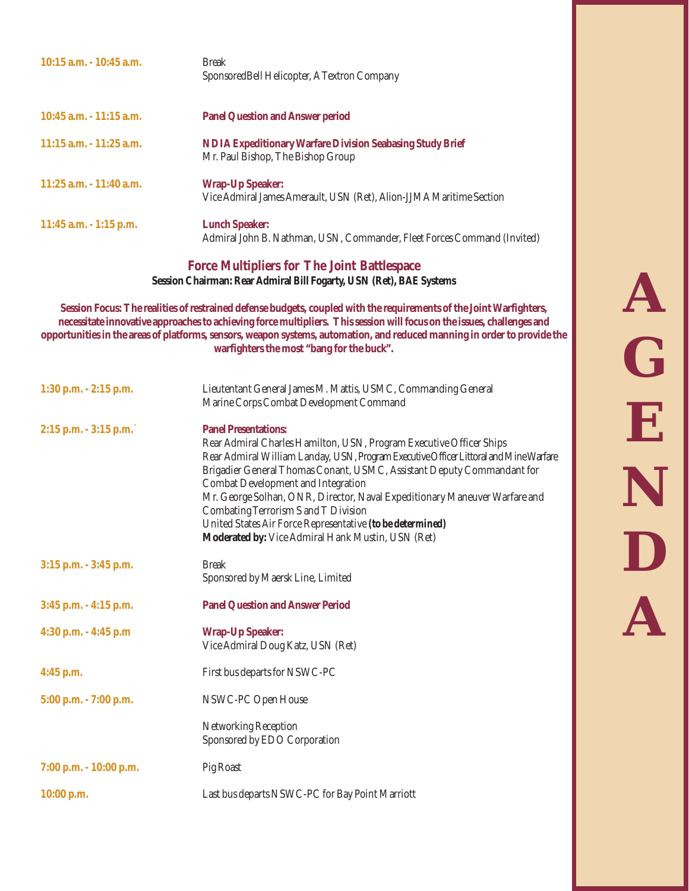| | |
|---|---|
| **10:15 a.m. - 10:45 a.m.** | Break<br>SponsoredBell Helicopter, A Textron Company |
| **10:45 a.m. - 11:15 a.m.** | **Panel Question and Answer period** |
| **11:15 a.m. - 11:25 a.m.** | **NDIA Expeditionary Warfare Division Seabasing Study Brief**<br>Mr. Paul Bishop, The Bishop Group |
| **11:25 a.m. - 11:40 a.m.** | **Wrap-Up Speaker:**<br>Vice Admiral James Amerault, USN (Ret), Alion-JJMA Maritime Section |
| **11:45 a.m. - 1:15 p.m.** | **Lunch Speaker:**<br>Admiral John B. Nathman, USN, Commander, Fleet Forces Command (Invited) |

## Force Multipliers for The Joint Battlespace

**Session Chairman: Rear Admiral Bill Fogarty, USN (Ret), BAE Systems**

**Session Focus: The realities of restrained defense budgets, coupled with the requirements of the Joint Warfighters, necessitate innovative approaches to achieving force multipliers. This session will focus on the issues, challenges and opportunities in the areas of platforms, sensors, weapon systems, automation, and reduced manning in order to provide the warfighters the most "bang for the buck".**

| | |
|---|---|
| **1:30 p.m. - 2:15 p.m.** | Lieutentant General James M. Mattis, USMC, Commanding General<br>Marine Corps Combat Development Command |
| **2:15 p.m. - 3:15 p.m.`** | **Panel Presentations:**<br>Rear Admiral Charles Hamilton, USN, Program Executive Officer Ships<br>Rear Admiral William Landay, USN, Program Executive Officer Littoral and Mine Warfare<br>Brigadier General Thomas Conant, USMC, Assistant Deputy Commandant for Combat Development and Integration<br>Mr. George Solhan, ONR, Director, Naval Expeditionary Maneuver Warfare and Combating Terrorism S and T Division<br>United States Air Force Representative **(to be determined)**<br>**Moderated by:** Vice Admiral Hank Mustin, USN (Ret) |
| **3:15 p.m. - 3:45 p.m.** | Break<br>Sponsored by Maersk Line, Limited |
| **3:45 p.m. - 4:15 p.m.** | **Panel Question and Answer Period** |
| **4:30 p.m. - 4:45 p.m** | **Wrap-Up Speaker:**<br>Vice Admiral Doug Katz, USN (Ret) |
| **4:45 p.m.** | First bus departs for NSWC-PC |
| **5:00 p.m. - 7:00 p.m.** | NSWC-PC Open House |
| | Networking Reception<br>Sponsored by EDO Corporation |
| **7:00 p.m. - 10:00 p.m.** | Pig Roast |
| **10:00 p.m.** | Last bus departs NSWC-PC for Bay Point Marriott |

AGENDA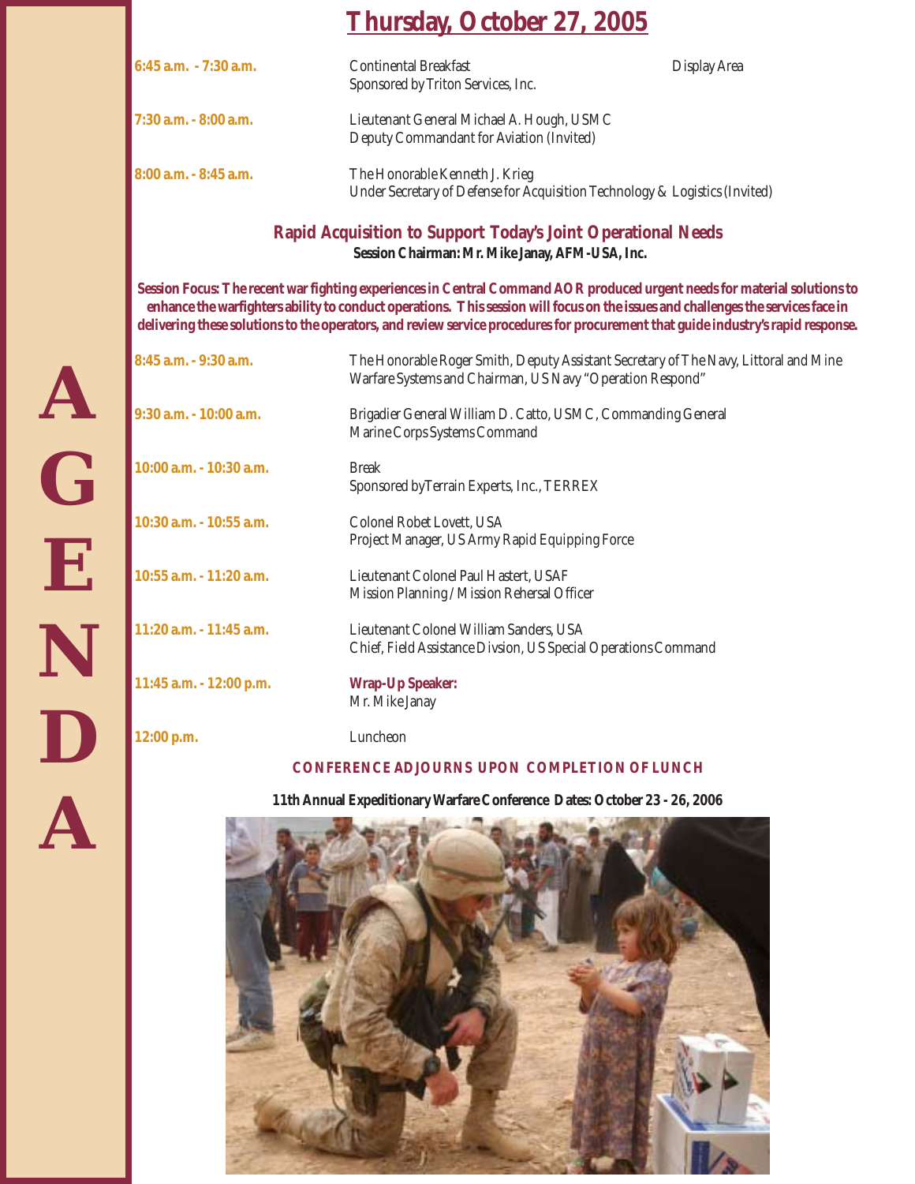# Thursday, October 27, 2005

**6:45 a.m. - 7:30 a.m.** — Continental Breakfast — Display Area
Sponsored by Triton Services, Inc.

**7:30 a.m. - 8:00 a.m.** — Lieutenant General Michael A. Hough, USMC
Deputy Commandant for Aviation (Invited)

**8:00 a.m. - 8:45 a.m.** — The Honorable Kenneth J. Krieg
Under Secretary of Defense for Acquisition Technology & Logistics (Invited)

## Rapid Acquisition to Support Today's Joint Operational Needs

**Session Chairman: Mr. Mike Janay, AFM-USA, Inc.**

**Session Focus: The recent war fighting experiences in Central Command AOR produced urgent needs for material solutions to enhance the warfighters ability to conduct operations. This session will focus on the issues and challenges the services face in delivering these solutions to the operators, and review service procedures for procurement that guide industry's rapid response.**

**8:45 a.m. - 9:30 a.m.** — The Honorable Roger Smith, Deputy Assistant Secretary of The Navy, Littoral and Mine Warfare Systems and Chairman, US Navy "Operation Respond"

**9:30 a.m. - 10:00 a.m.** — Brigadier General William D. Catto, USMC, Commanding General
Marine Corps Systems Command

**10:00 a.m. - 10:30 a.m.** — Break
Sponsored byTerrain Experts, Inc., TERREX

**10:30 a.m. - 10:55 a.m.** — Colonel Robet Lovett, USA
Project Manager, US Army Rapid Equipping Force

**10:55 a.m. - 11:20 a.m.** — Lieutenant Colonel Paul Hastert, USAF
Mission Planning / Mission Rehersal Officer

**11:20 a.m. - 11:45 a.m.** — Lieutenant Colonel William Sanders, USA
Chief, Field Assistance Divsion, US Special Operations Command

**11:45 a.m. - 12:00 p.m.** — **Wrap-Up Speaker:**
Mr. Mike Janay

**12:00 p.m.** — Luncheon

**CONFERENCE ADJOURNS UPON COMPLETION OF LUNCH**

**11th Annual Expeditionary Warfare Conference Dates: October 23 - 26, 2006**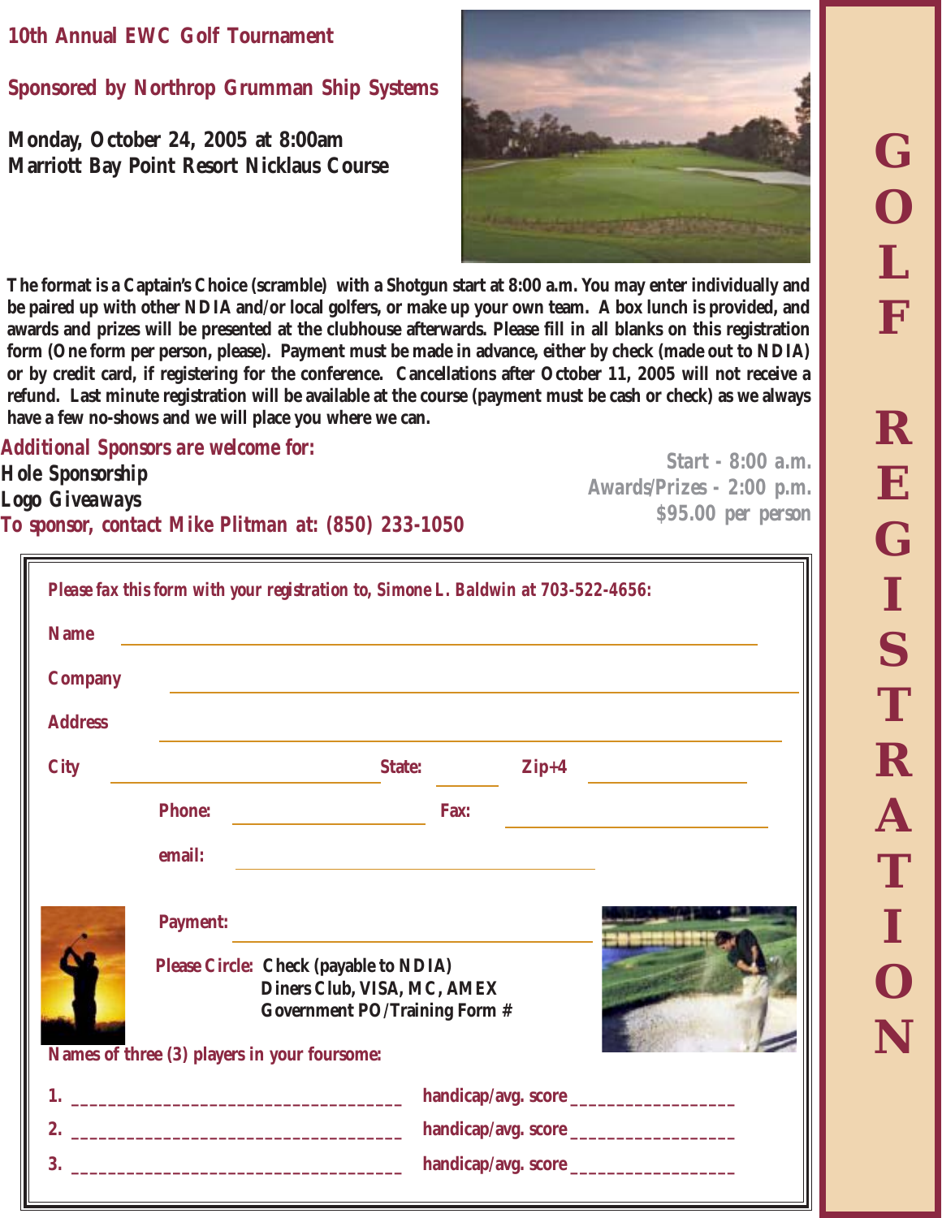# GOLF REGISTRATION

## 10th Annual EWC Golf Tournament

## Sponsored by Northrop Grumman Ship Systems

**Monday, October 24, 2005 at 8:00am**
**Marriott Bay Point Resort Nicklaus Course**

The format is a Captain's Choice (scramble) with a Shotgun start at 8:00 a.m. You may enter individually and be paired up with other NDIA and/or local golfers, or make up your own team. A box lunch is provided, and awards and prizes will be presented at the clubhouse afterwards. Please fill in all blanks on this registration form (One form per person, please). Payment must be made in advance, either by check (made out to NDIA) or by credit card, if registering for the conference. Cancellations after October 11, 2005 will not receive a refund. Last minute registration will be available at the course (payment must be cash or check) as we always have a few no-shows and we will place you where we can.

**Additional Sponsors are welcome for:**
**Hole Sponsorship**
**Logo Giveaways**
**To sponsor, contact Mike Plitman at: (850) 233-1050**

**Start - 8:00 a.m.**
**Awards/Prizes - 2:00 p.m.**
**$95.00 per person**

*Please fax this form with your registration to, Simone L. Baldwin at 703-522-4656:*

Name ______________________________

Company ______________________________

Address ______________________________

City ____________________ State: ________ Zip+4 ____________

Phone: ____________________ Fax: ____________________

email: ______________________________

Payment: ______________________________

Please Circle: Check (payable to NDIA)
Diners Club, VISA, MC, AMEX
Government PO/Training Form #

Names of three (3) players in your foursome:

1. ___________________________________ handicap/avg. score _________________
2. ___________________________________ handicap/avg. score _________________
3. ___________________________________ handicap/avg. score _________________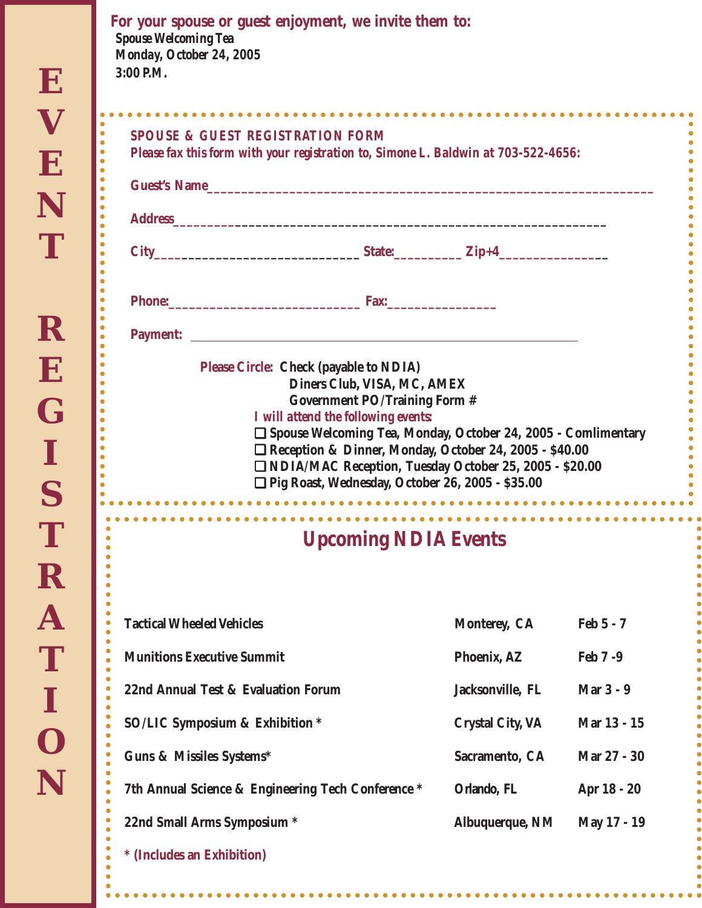# EVENT REGISTRATION

**For your spouse or guest enjoyment, we invite them to:**

**Spouse Welcoming Tea**
**Monday, October 24, 2005**
**3:00 P.M.**

## SPOUSE & GUEST REGISTRATION FORM

***Please fax this form with your registration to, Simone L. Baldwin at 703-522-4656:***

**Guest's Name**_______________________________________________

**Address**_______________________________________________

**City**___________________________ **State:**_________ **Zip+4**_______________

**Phone:**___________________________ **Fax:**_______________

**Payment:** _______________________________________________

**Please Circle:** **Check (payable to NDIA)**
**Diners Club, VISA, MC, AMEX**
**Government PO/Training Form #**

***I will attend the following events:***

- ☐ **Spouse Welcoming Tea, Monday, October 24, 2005 - Comlimentary**
- ☐ **Reception & Dinner, Monday, October 24, 2005 - $40.00**
- ☐ **NDIA/MAC Reception, Tuesday October 25, 2005 - $20.00**
- ☐ **Pig Roast, Wednesday, October 26, 2005 - $35.00**

## Upcoming NDIA Events

| Event | Location | Dates |
|---|---|---|
| Tactical Wheeled Vehicles | Monterey, CA | Feb 5 - 7 |
| Munitions Executive Summit | Phoenix, AZ | Feb 7 -9 |
| 22nd Annual Test & Evaluation Forum | Jacksonville, FL | Mar 3 - 9 |
| SO/LIC Symposium & Exhibition * | Crystal City, VA | Mar 13 - 15 |
| Guns & Missiles Systems* | Sacramento, CA | Mar 27 - 30 |
| 7th Annual Science & Engineering Tech Conference * | Orlando, FL | Apr 18 - 20 |
| 22nd Small Arms Symposium * | Albuquerque, NM | May 17 - 19 |

*** (Includes an Exhibition)**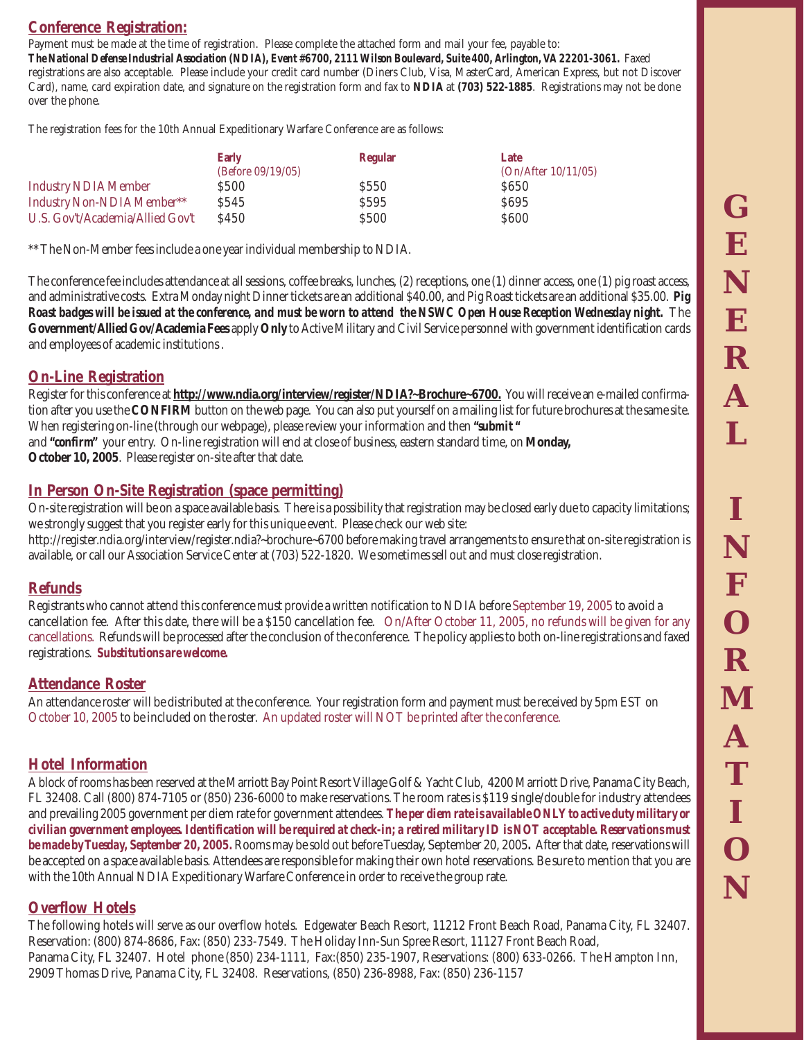## Conference Registration:

Payment must be made at the time of registration. Please complete the attached form and mail your fee, payable to: ***The National Defense Industrial Association (NDIA), Event #6700, 2111 Wilson Boulevard, Suite 400, Arlington, VA 22201-3061.*** Faxed registrations are also acceptable. Please include your credit card number (Diners Club, Visa, MasterCard, American Express, but not Discover Card), name, card expiration date, and signature on the registration form and fax to **NDIA** at **(703) 522-1885**. Registrations may not be done over the phone.

The registration fees for the 10th Annual Expeditionary Warfare Conference are as follows:

| | Early (Before 09/19/05) | Regular | Late (On/After 10/11/05) |
|---|---|---|---|
| Industry NDIA Member | $500 | $550 | $650 |
| Industry Non-NDIA Member** | $545 | $595 | $695 |
| U.S. Gov't/Academia/Allied Gov't | $450 | $500 | $600 |

** The Non-Member fees include a one year individual membership to NDIA.

The conference fee includes attendance at all sessions, coffee breaks, lunches, (2) receptions, one (1) dinner access, one (1) pig roast access, and administrative costs. Extra Monday night Dinner tickets are an additional $40.00, and Pig Roast tickets are an additional $35.00. ***Pig Roast badges will be issued at the conference, and must be worn to attend the NSWC Open House Reception Wednesday night.*** The **Government/Allied Gov/Academia Fees** apply **Only** to Active Military and Civil Service personnel with government identification cards and employees of academic institutions.

## On-Line Registration

Register for this conference at **http://www.ndia.org/interview/register/NDIA?~Brochure~6700.** You will receive an e-mailed confirmation after you use the **CONFIRM** button on the web page. You can also put yourself on a mailing list for future brochures at the same site. When registering on-line (through our webpage), please review your information and then **"submit"** and **"confirm"** your entry. On-line registration will end at close of business, eastern standard time, on **Monday, October 10, 2005**. Please register on-site after that date.

## In Person On-Site Registration (space permitting)

On-site registration will be on a space available basis. There is a possibility that registration may be closed early due to capacity limitations; we strongly suggest that you register early for this unique event. Please check our web site: http://register.ndia.org/interview/register.ndia?~brochure~6700 before making travel arrangements to ensure that on-site registration is available, or call our Association Service Center at (703) 522-1820. We sometimes sell out and must close registration.

## Refunds

Registrants who cannot attend this conference must provide a written notification to NDIA before September 19, 2005 to avoid a cancellation fee. After this date, there will be a $150 cancellation fee. On/After October 11, 2005, no refunds will be given for any cancellations. Refunds will be processed after the conclusion of the conference. The policy applies to both on-line registrations and faxed registrations. ***Substitutions are welcome.***

## Attendance Roster

An attendance roster will be distributed at the conference. Your registration form and payment must be received by 5pm EST on October 10, 2005 to be included on the roster. An updated roster will NOT be printed after the conference.

## Hotel Information

A block of rooms has been reserved at the Marriott Bay Point Resort Village Golf & Yacht Club, 4200 Marriott Drive, Panama City Beach, FL 32408. Call (800) 874-7105 or (850) 236-6000 to make reservations. The room rates is $119 single/double for industry attendees and prevailing 2005 government per diem rate for government attendees. ***The per diem rate is available ONLY to active duty military or civilian government employees. Identification will be required at check-in; a retired military ID is NOT acceptable. Reservations must be made by Tuesday, September 20, 2005.*** Rooms may be sold out before Tuesday, September 20, 2005**.** After that date, reservations will be accepted on a space available basis. Attendees are responsible for making their own hotel reservations. Be sure to mention that you are with the 10th Annual NDIA Expeditionary Warfare Conference in order to receive the group rate.

## Overflow Hotels

The following hotels will serve as our overflow hotels. Edgewater Beach Resort, 11212 Front Beach Road, Panama City, FL 32407. Reservation: (800) 874-8686, Fax: (850) 233-7549. The Holiday Inn-Sun Spree Resort, 11127 Front Beach Road, Panama City, FL 32407. Hotel phone (850) 234-1111, Fax:(850) 235-1907, Reservations: (800) 633-0266. The Hampton Inn, 2909 Thomas Drive, Panama City, FL 32408. Reservations, (850) 236-8988, Fax: (850) 236-1157

GENERAL INFORMATION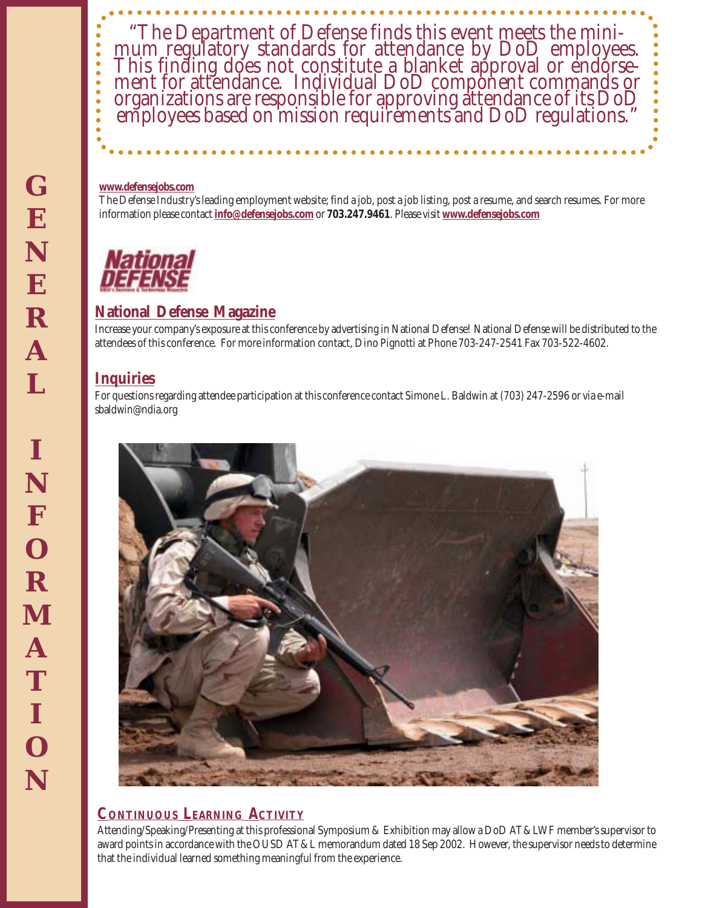"The Department of Defense finds this event meets the minimum regulatory standards for attendance by DoD employees. This finding does not constitute a blanket approval or endorsement for attendance. Individual DoD component commands or organizations are responsible for approving attendance of its DoD employees based on mission requirements and DoD regulations."

**www.defensejobs.com**

The Defense Industry's leading employment website; find a job, post a job listing, post a resume, and search resumes. For more information please contact **info@defensejobs.com** or **703.247.9461**. Please visit **www.defensejobs.com**

## National Defense Magazine

Increase your company's exposure at this conference by advertising in National Defense! National Defense will be distributed to the attendees of this conference. For more information contact, Dino Pignotti at Phone 703-247-2541 Fax 703-522-4602.

## Inquiries

For questions regarding attendee participation at this conference contact Simone L. Baldwin at (703) 247-2596 or via e-mail sbaldwin@ndia.org

## Continuous Learning Activity

Attending/Speaking/Presenting at this professional Symposium & Exhibition may allow a DoD AT&LWF member's supervisor to award points in accordance with the OUSD AT&L memorandum dated 18 Sep 2002. However, the supervisor needs to determine that the individual learned something meaningful from the experience.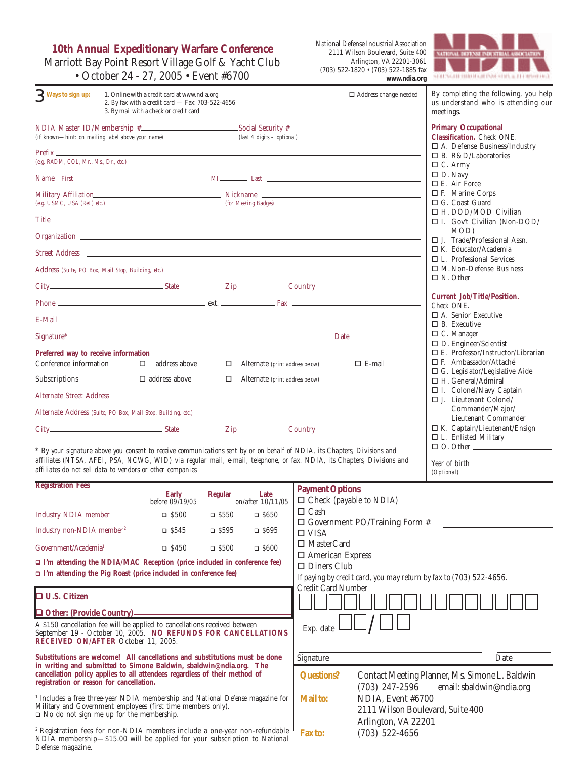# 10th Annual Expeditionary Warfare Conference

Marriott Bay Point Resort Village Golf & Yacht Club
• October 24 - 27, 2005 • Event #6700

National Defense Industrial Association
2111 Wilson Boulevard, Suite 400
Arlington, VA 22201-3061
(703) 522-1820 • (703) 522-1885 fax
**www.ndia.org**

**3 Ways to sign up:**
1. Online with a credit card at www.ndia.org
2. By fax with a credit card — Fax: 703-522-4656
3. By mail with a check or credit card

☐ Address change needed

NDIA Master ID/Membership # ____________ Social Security # ____________
(if known—hint: on mailing label above your name) (last 4 digits – optional)

Prefix ____________
(e.g. RADM, COL, Mr., Ms, Dr., etc.)

Name First ____________ MI ______ Last ____________

Military Affiliation ____________ Nickname ____________
(e.g. USMC, USA (Ret.) etc.) (for Meeting Badges)

Title ____________

Organization ____________

Street Address ____________

Address (Suite, PO Box, Mail Stop, Building, etc.) ____________

City ____________ State ______ Zip ______ Country ____________

Phone ____________ ext. ______ Fax ____________

E-Mail ____________

Signature* ____________ Date ____________

**Preferred way to receive information**

Conference information ☐ address above ☐ Alternate (print address below) ☐ E-mail

Subscriptions ☐ address above ☐ Alternate (print address below)

Alternate Street Address ____________

Alternate Address (Suite, PO Box, Mail Stop, Building, etc.) ____________

City ____________ State ______ Zip ______ Country ____________

\* By your signature above you consent to receive communications sent by or on behalf of NDIA, its Chapters, Divisions and affiliates (NTSA, AFEI, PSA, NCWG, WID) via regular mail, e-mail, telephone, or fax. NDIA, its Chapters, Divisions and affiliates do not sell data to vendors or other companies.

By completing the following, you help us understand who is attending our meetings.

**Primary Occupational Classification.** Check ONE.
- ☐ A. Defense Business/Industry
- ☐ B. R&D/Laboratories
- ☐ C. Army
- ☐ D. Navy
- ☐ E. Air Force
- ☐ F. Marine Corps
- ☐ G. Coast Guard
- ☐ H. DOD/MOD Civilian
- ☐ I. Gov't Civilian (Non-DOD/MOD)
- ☐ J. Trade/Professional Assn.
- ☐ K. Educator/Academia
- ☐ L. Professional Services
- ☐ M. Non-Defense Business
- ☐ N. Other ____________

**Current Job/Title/Position.** Check ONE.
- ☐ A. Senior Executive
- ☐ B. Executive
- ☐ C. Manager
- ☐ D. Engineer/Scientist
- ☐ E. Professor/Instructor/Librarian
- ☐ F. Ambassador/Attaché
- ☐ G. Legislator/Legislative Aide
- ☐ H. General/Admiral
- ☐ I. Colonel/Navy Captain
- ☐ J. Lieutenant Colonel/Commander/Major/Lieutenant Commander
- ☐ K. Captain/Lieutenant/Ensign
- ☐ L. Enlisted Military
- ☐ O. Other ____________

Year of birth ____________
(Optional)

**Registration Fees**

| | Early before 09/19/05 | Regular | Late on/after 10/11/05 |
|---|---|---|---|
| Industry NDIA member | ☐ $500 | ☐ $550 | ☐ $650 |
| Industry non-NDIA member[2] | ☐ $545 | ☐ $595 | ☐ $695 |
| Government/Academia[1] | ☐ $450 | ☐ $500 | ☐ $600 |

☐ **I'm attending the NDIA/MAC Reception (price included in conference fee)**

☐ **I'm attending the Pig Roast (price included in conference fee)**

☐ **U.S. Citizen**

☐ **Other: (Provide Country)** ____________

A $150 cancellation fee will be applied to cancellations received between September 19 - October 10, 2005. **NO REFUNDS FOR CANCELLATIONS RECEIVED ON/AFTER** October 11, 2005.

**Substitutions are welcome! All cancellations and substitutions must be done in writing and submitted to Simone Baldwin, sbaldwin@ndia.org. The cancellation policy applies to all attendees regardless of their method of registration or reason for cancellation.**

[1] Includes a free three-year NDIA membership and *National Defense* magazine for Military and Government employees (first time members only).
☐ No do not sign me up for the membership.

[2] Registration fees for non-NDIA members include a one-year non-refundable NDIA membership—$15.00 will be applied for your subscription to *National Defense* magazine.

**Payment Options**
- ☐ Check (payable to NDIA)
- ☐ Cash
- ☐ Government PO/Training Form # ____________
- ☐ VISA
- ☐ MasterCard
- ☐ American Express
- ☐ Diners Club

*If paying by credit card, you may return by fax to (703) 522-4656.*

Credit Card Number ☐☐☐☐ ☐☐☐☐ ☐☐☐☐ ☐☐☐☐

Exp. date ☐☐ / ☐☐

Signature ____________ Date ____________

**Questions?** Contact Meeting Planner, Ms. Simone L. Baldwin
(703) 247-2596 email: sbaldwin@ndia.org

**Mail to:** NDIA, Event #6700
2111 Wilson Boulevard, Suite 400
Arlington, VA 22201

**Fax to:** (703) 522-4656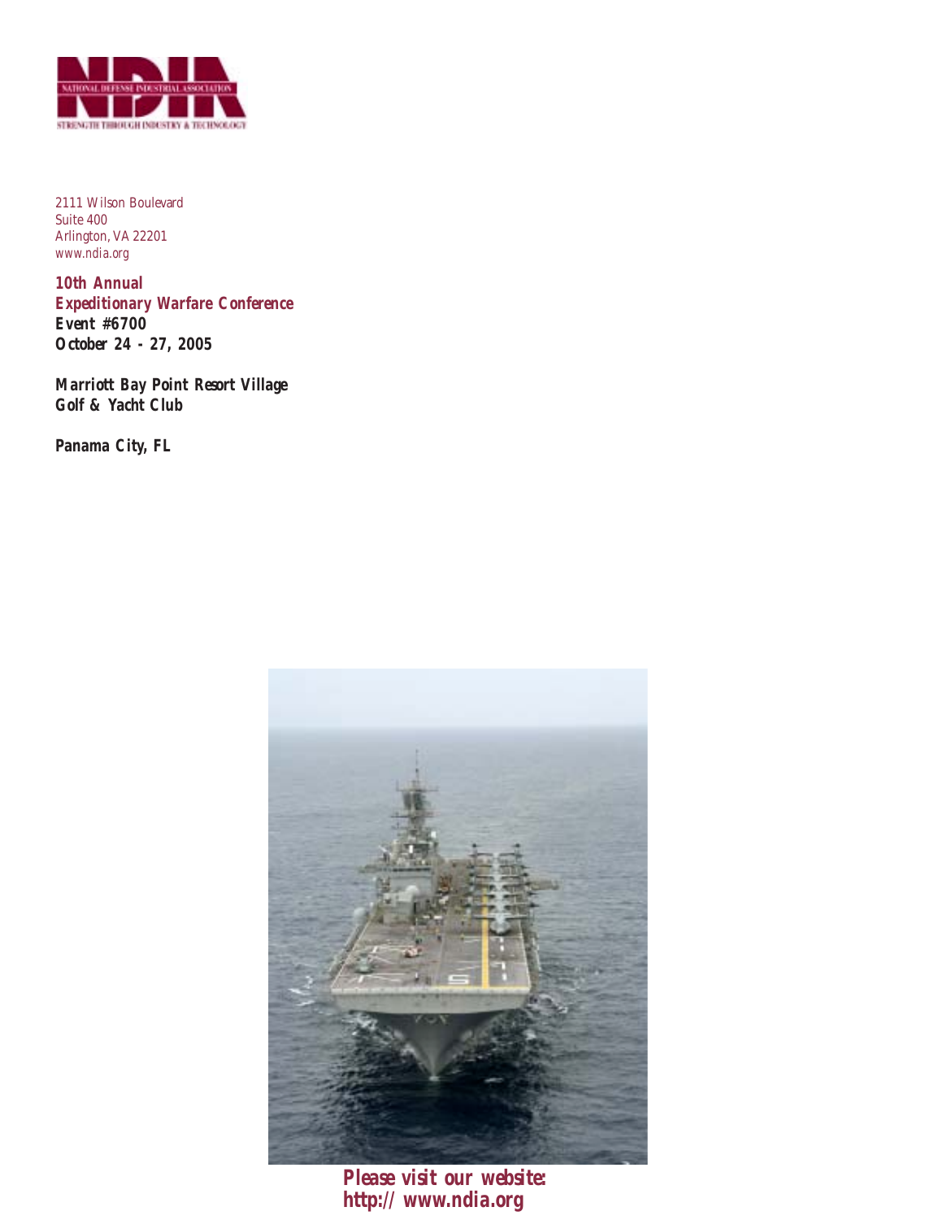NATIONAL DEFENSE INDUSTRIAL ASSOCIATION

STRENGTH THROUGH INDUSTRY & TECHNOLOGY

2111 Wilson Boulevard
Suite 400
Arlington, VA 22201
www.ndia.org

**10th Annual**
**Expeditionary Warfare Conference**
**Event #6700**
**October 24 - 27, 2005**

**Marriott Bay Point Resort Village**
**Golf & Yacht Club**

**Panama City, FL**

***Please visit our website:***
***http:// www.ndia.org***